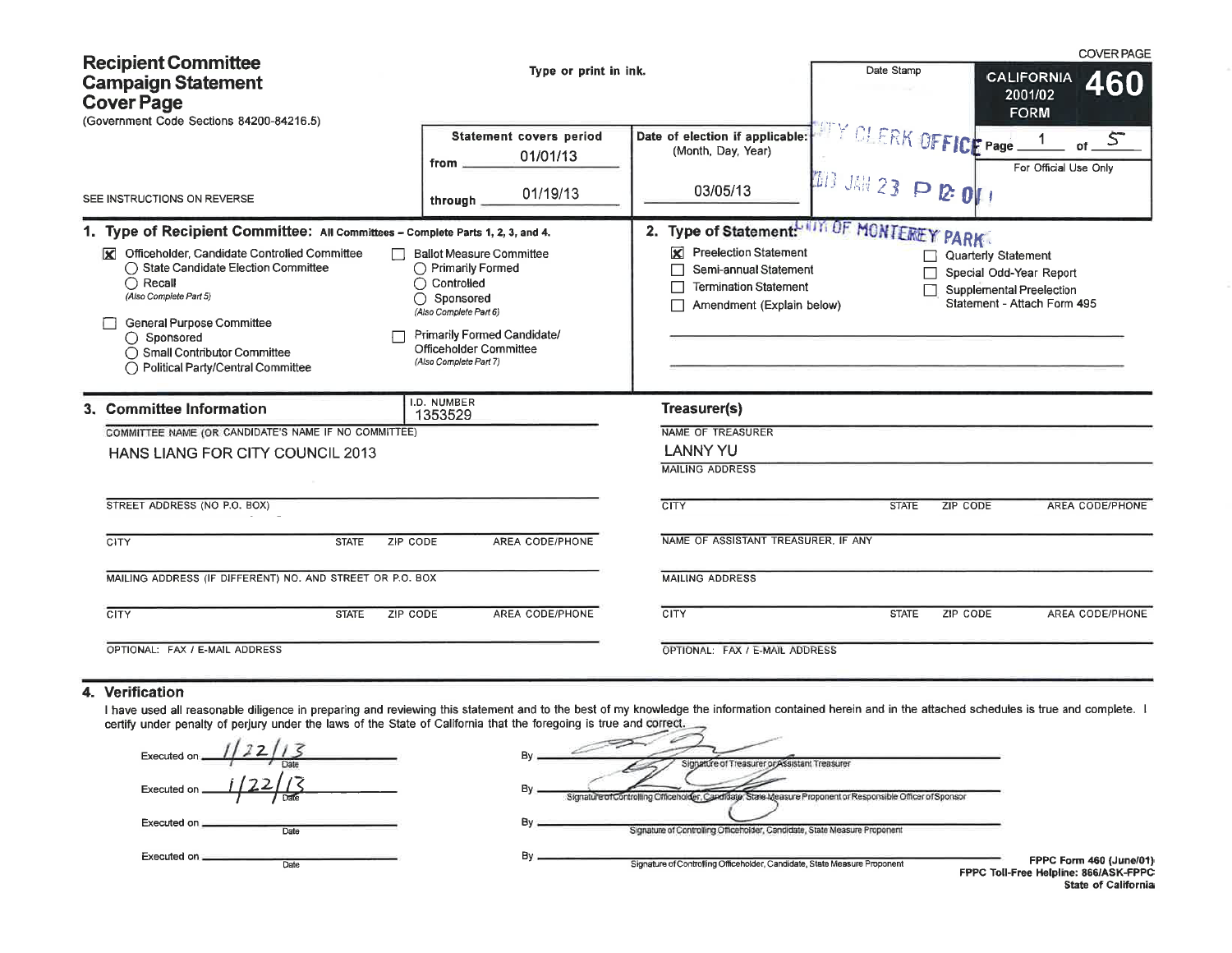COVER PAGE

# Recipient Committee Campaign Statement Cover Page

(Government Code Sections 84200-84216.5)

Type or print in ink.

SEE INSTRUCTIONS ON REVERSE

| Statement covers period | Date of election if applicable: (Month, Day, Year) | Date Stamp | CALIFORNIA 2001/02 FORM 460 |
|---|---|---|---|
| from 01/01/13 through 01/19/13 | 03/05/13 | CITY CLERK OFFICE 2013 JAN 23 P 12:01 CITY OF MONTEREY PARK | Page 1 of 5 — For Official Use Only |

## 1. Type of Recipient Committee: All Committees – Complete Parts 1, 2, 3, and 4.

- [X] Officeholder, Candidate Controlled Committee
  - ◯ State Candidate Election Committee
  - ◯ Recall *(Also Complete Part 5)*
- [ ] General Purpose Committee
  - ◯ Sponsored
  - ◯ Small Contributor Committee
  - ◯ Political Party/Central Committee
- [ ] Ballot Measure Committee
  - ◯ Primarily Formed
  - ◯ Controlled
  - ◯ Sponsored *(Also Complete Part 6)*
- [ ] Primarily Formed Candidate/Officeholder Committee *(Also Complete Part 7)*

## 2. Type of Statement:

- [X] Preelection Statement
- [ ] Semi-annual Statement
- [ ] Termination Statement
- [ ] Amendment (Explain below)
- [ ] Quarterly Statement
- [ ] Special Odd-Year Report
- [ ] Supplemental Preelection Statement - Attach Form 495

## 3. Committee Information

I.D. NUMBER: 1353529

COMMITTEE NAME (OR CANDIDATE'S NAME IF NO COMMITTEE): HANS LIANG FOR CITY COUNCIL 2013

STREET ADDRESS (NO P.O. BOX):

CITY | STATE | ZIP CODE | AREA CODE/PHONE

MAILING ADDRESS (IF DIFFERENT) NO. AND STREET OR P.O. BOX:

CITY | STATE | ZIP CODE | AREA CODE/PHONE

OPTIONAL: FAX / E-MAIL ADDRESS

### Treasurer(s)

NAME OF TREASURER: LANNY YU

MAILING ADDRESS:

CITY | STATE | ZIP CODE | AREA CODE/PHONE

NAME OF ASSISTANT TREASURER, IF ANY:

MAILING ADDRESS:

CITY | STATE | ZIP CODE | AREA CODE/PHONE

OPTIONAL: FAX / E-MAIL ADDRESS

## 4. Verification

I have used all reasonable diligence in preparing and reviewing this statement and to the best of my knowledge the information contained herein and in the attached schedules is true and complete. I certify under penalty of perjury under the laws of the State of California that the foregoing is true and correct.

Executed on 1/22/13 (Date) By [signature] Signature of Treasurer or Assistant Treasurer

Executed on 1/22/13 (Date) By [signature] Signature of Controlling Officeholder, Candidate, State Measure Proponent or Responsible Officer of Sponsor

Executed on ________ (Date) By ________ Signature of Controlling Officeholder, Candidate, State Measure Proponent

Executed on ________ (Date) By ________ Signature of Controlling Officeholder, Candidate, State Measure Proponent

FPPC Form 460 (June/01)
FPPC Toll-Free Helpline: 866/ASK-FPPC
State of California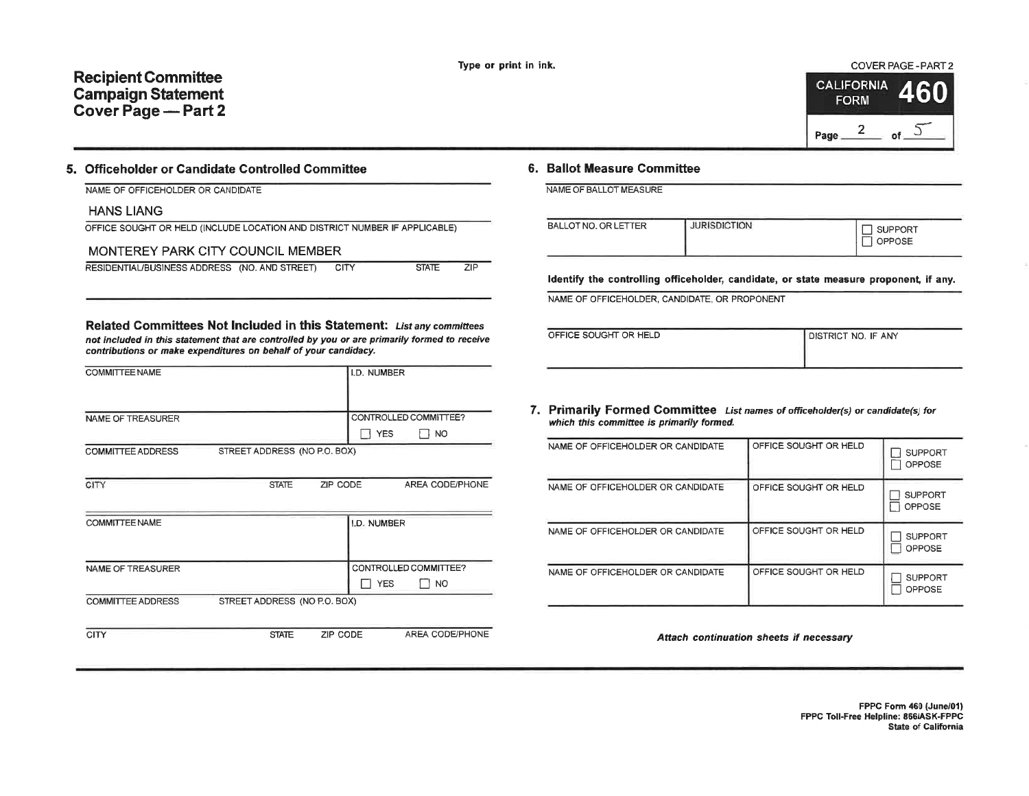Type or print in ink.

# Recipient Committee Campaign Statement Cover Page — Part 2

COVER PAGE - PART 2

CALIFORNIA FORM **460**

Page 2 of 5

## 5. Officeholder or Candidate Controlled Committee

NAME OF OFFICEHOLDER OR CANDIDATE

HANS LIANG

OFFICE SOUGHT OR HELD (INCLUDE LOCATION AND DISTRICT NUMBER IF APPLICABLE)

MONTEREY PARK CITY COUNCIL MEMBER

RESIDENTIAL/BUSINESS ADDRESS (NO. AND STREET) | CITY | STATE | ZIP

### Related Committees Not Included in this Statement:

*List any committees not included in this statement that are controlled by you or are primarily formed to receive contributions or make expenditures on behalf of your candidacy.*

| COMMITTEE NAME | | | I.D. NUMBER |
|---|---|---|---|
| | | | |
| NAME OF TREASURER | | | CONTROLLED COMMITTEE? ☐ YES ☐ NO |
| COMMITTEE ADDRESS | STREET ADDRESS (NO P.O. BOX) | | |
| CITY | STATE | ZIP CODE | AREA CODE/PHONE |

| COMMITTEE NAME | | | I.D. NUMBER |
|---|---|---|---|
| | | | |
| NAME OF TREASURER | | | CONTROLLED COMMITTEE? ☐ YES ☐ NO |
| COMMITTEE ADDRESS | STREET ADDRESS (NO P.O. BOX) | | |
| CITY | STATE | ZIP CODE | AREA CODE/PHONE |

## 6. Ballot Measure Committee

NAME OF BALLOT MEASURE

| BALLOT NO. OR LETTER | JURISDICTION | ☐ SUPPORT ☐ OPPOSE |
|---|---|---|
| | | |

**Identify the controlling officeholder, candidate, or state measure proponent, if any.**

NAME OF OFFICEHOLDER, CANDIDATE, OR PROPONENT

| OFFICE SOUGHT OR HELD | DISTRICT NO. IF ANY |
|---|---|
| | |

## 7. Primarily Formed Committee

*List names of officeholder(s) or candidate(s) for which this committee is primarily formed.*

| NAME OF OFFICEHOLDER OR CANDIDATE | OFFICE SOUGHT OR HELD | |
|---|---|---|
| | | ☐ SUPPORT ☐ OPPOSE |
| NAME OF OFFICEHOLDER OR CANDIDATE | OFFICE SOUGHT OR HELD | ☐ SUPPORT ☐ OPPOSE |
| NAME OF OFFICEHOLDER OR CANDIDATE | OFFICE SOUGHT OR HELD | ☐ SUPPORT ☐ OPPOSE |
| NAME OF OFFICEHOLDER OR CANDIDATE | OFFICE SOUGHT OR HELD | ☐ SUPPORT ☐ OPPOSE |

***Attach continuation sheets if necessary***

FPPC Form 460 (June/01)
FPPC Toll-Free Helpline: 866/ASK-FPPC
State of California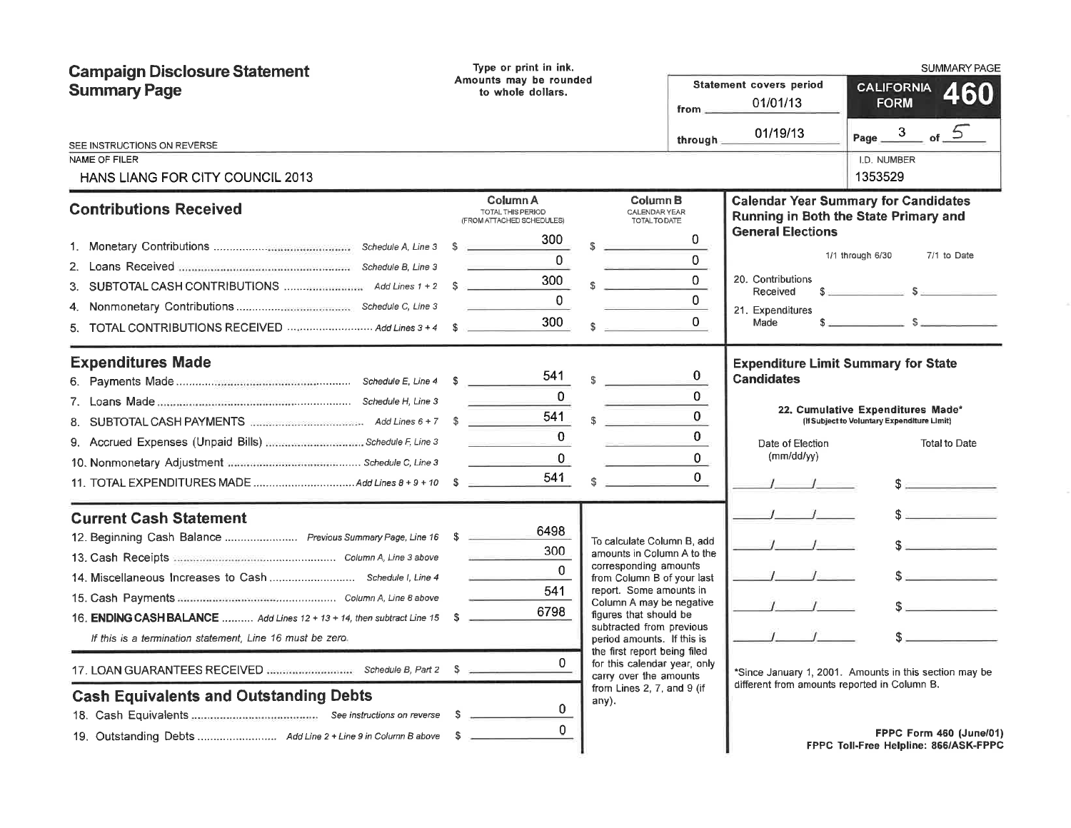# Campaign Disclosure Statement Summary Page

Type or print in ink.
Amounts may be rounded to whole dollars.

SUMMARY PAGE

Statement covers period
from 01/01/13
through 01/19/13

**CALIFORNIA FORM 460**

Page 3 of 5

SEE INSTRUCTIONS ON REVERSE

NAME OF FILER: HANS LIANG FOR CITY COUNCIL 2013

I.D. NUMBER: 1353529

## Contributions Received

| | | Column A TOTAL THIS PERIOD (FROM ATTACHED SCHEDULES) | Column B CALENDAR YEAR TOTAL TO DATE |
|---|---|---|---|
| 1. Monetary Contributions | Schedule A, Line 3 | $ 300 | $ 0 |
| 2. Loans Received | Schedule B, Line 3 | 0 | 0 |
| 3. SUBTOTAL CASH CONTRIBUTIONS | Add Lines 1 + 2 | $ 300 | $ 0 |
| 4. Nonmonetary Contributions | Schedule C, Line 3 | 0 | 0 |
| 5. TOTAL CONTRIBUTIONS RECEIVED | Add Lines 3 + 4 | $ 300 | $ 0 |

## Expenditures Made

| | | Column A | Column B |
|---|---|---|---|
| 6. Payments Made | Schedule E, Line 4 | $ 541 | $ 0 |
| 7. Loans Made | Schedule H, Line 3 | 0 | 0 |
| 8. SUBTOTAL CASH PAYMENTS | Add Lines 6 + 7 | $ 541 | $ 0 |
| 9. Accrued Expenses (Unpaid Bills) | Schedule F, Line 3 | 0 | 0 |
| 10. Nonmonetary Adjustment | Schedule C, Line 3 | 0 | 0 |
| 11. TOTAL EXPENDITURES MADE | Add Lines 8 + 9 + 10 | $ 541 | $ 0 |

## Current Cash Statement

| | | |
|---|---|---|
| 12. Beginning Cash Balance | Previous Summary Page, Line 16 | $ 6498 |
| 13. Cash Receipts | Column A, Line 3 above | 300 |
| 14. Miscellaneous Increases to Cash | Schedule I, Line 4 | 0 |
| 15. Cash Payments | Column A, Line 8 above | 541 |
| 16. **ENDING CASH BALANCE** | Add Lines 12 + 13 + 14, then subtract Line 15 | $ 6798 |

*If this is a termination statement, Line 16 must be zero.*

| | | |
|---|---|---|
| 17. LOAN GUARANTEES RECEIVED | Schedule B, Part 2 | $ 0 |

To calculate Column B, add amounts in Column A to the corresponding amounts from Column B of your last report. Some amounts in Column A may be negative figures that should be subtracted from previous period amounts. If this is the first report being filed for this calendar year, only carry over the amounts from Lines 2, 7, and 9 (if any).

## Cash Equivalents and Outstanding Debts

| | | |
|---|---|---|
| 18. Cash Equivalents | See instructions on reverse | $ 0 |
| 19. Outstanding Debts | Add Line 2 + Line 9 in Column B above | $ 0 |

## Calendar Year Summary for Candidates Running in Both the State Primary and General Elections

| | 1/1 through 6/30 | 7/1 to Date |
|---|---|---|
| 20. Contributions Received | $ | $ |
| 21. Expenditures Made | $ | $ |

## Expenditure Limit Summary for State Candidates

**22. Cumulative Expenditures Made*** (If Subject to Voluntary Expenditure Limit)

| Date of Election (mm/dd/yy) | Total to Date |
|---|---|
| / / | $ |
| / / | $ |
| / / | $ |
| / / | $ |
| / / | $ |
| / / | $ |

*Since January 1, 2001. Amounts in this section may be different from amounts reported in Column B.

FPPC Form 460 (June/01)
FPPC Toll-Free Helpline: 866/ASK-FPPC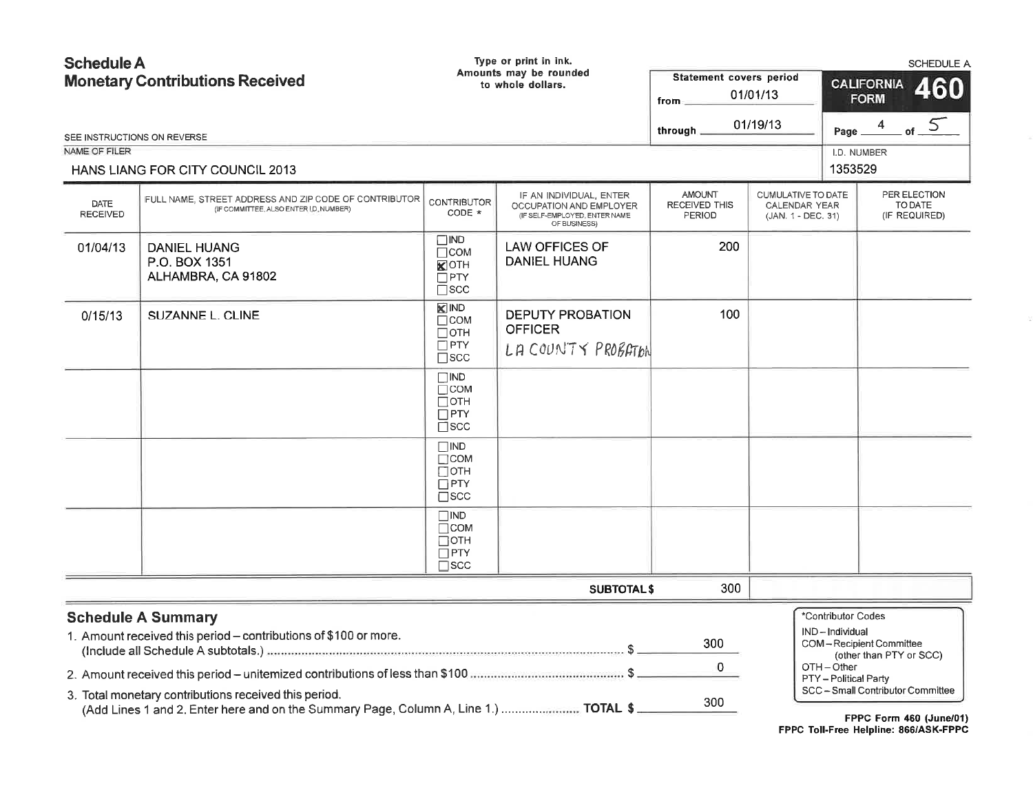# Schedule A
## Monetary Contributions Received

Type or print in ink.
Amounts may be rounded to whole dollars.

SCHEDULE A

**CALIFORNIA FORM 460**

Statement covers period
from 01/01/13
through 01/19/13

Page 4 of 5

SEE INSTRUCTIONS ON REVERSE

NAME OF FILER: HANS LIANG FOR CITY COUNCIL 2013

I.D. NUMBER: 1353529

| DATE RECEIVED | FULL NAME, STREET ADDRESS AND ZIP CODE OF CONTRIBUTOR (IF COMMITTEE, ALSO ENTER I.D. NUMBER) | CONTRIBUTOR CODE * | IF AN INDIVIDUAL, ENTER OCCUPATION AND EMPLOYER (IF SELF-EMPLOYED, ENTER NAME OF BUSINESS) | AMOUNT RECEIVED THIS PERIOD | CUMULATIVE TO DATE CALENDAR YEAR (JAN. 1 - DEC. 31) | PER ELECTION TO DATE (IF REQUIRED) |
|---|---|---|---|---|---|---|
| 01/04/13 | DANIEL HUANG<br>P.O. BOX 1351<br>ALHAMBRA, CA 91802 | ☐IND ☐COM ☒OTH ☐PTY ☐SCC | LAW OFFICES OF DANIEL HUANG | 200 | | |
| 0/15/13 | SUZANNE L. CLINE | ☒IND ☐COM ☐OTH ☐PTY ☐SCC | DEPUTY PROBATION OFFICER<br>LA COUNTY PROBATION | 100 | | |
| | | ☐IND ☐COM ☐OTH ☐PTY ☐SCC | | | | |
| | | ☐IND ☐COM ☐OTH ☐PTY ☐SCC | | | | |
| | | ☐IND ☐COM ☐OTH ☐PTY ☐SCC | | | | |
| | | | **SUBTOTAL $** | 300 | | |

## Schedule A Summary

1. Amount received this period – contributions of $100 or more. (Include all Schedule A subtotals.) .......... $ 300
2. Amount received this period – unitemized contributions of less than $100 .......... $ 0
3. Total monetary contributions received this period. (Add Lines 1 and 2. Enter here and on the Summary Page, Column A, Line 1.) .......... **TOTAL $** 300

*Contributor Codes
IND – Individual
COM – Recipient Committee (other than PTY or SCC)
OTH – Other
PTY – Political Party
SCC – Small Contributor Committee

**FPPC Form 460 (June/01)**
**FPPC Toll-Free Helpline: 866/ASK-FPPC**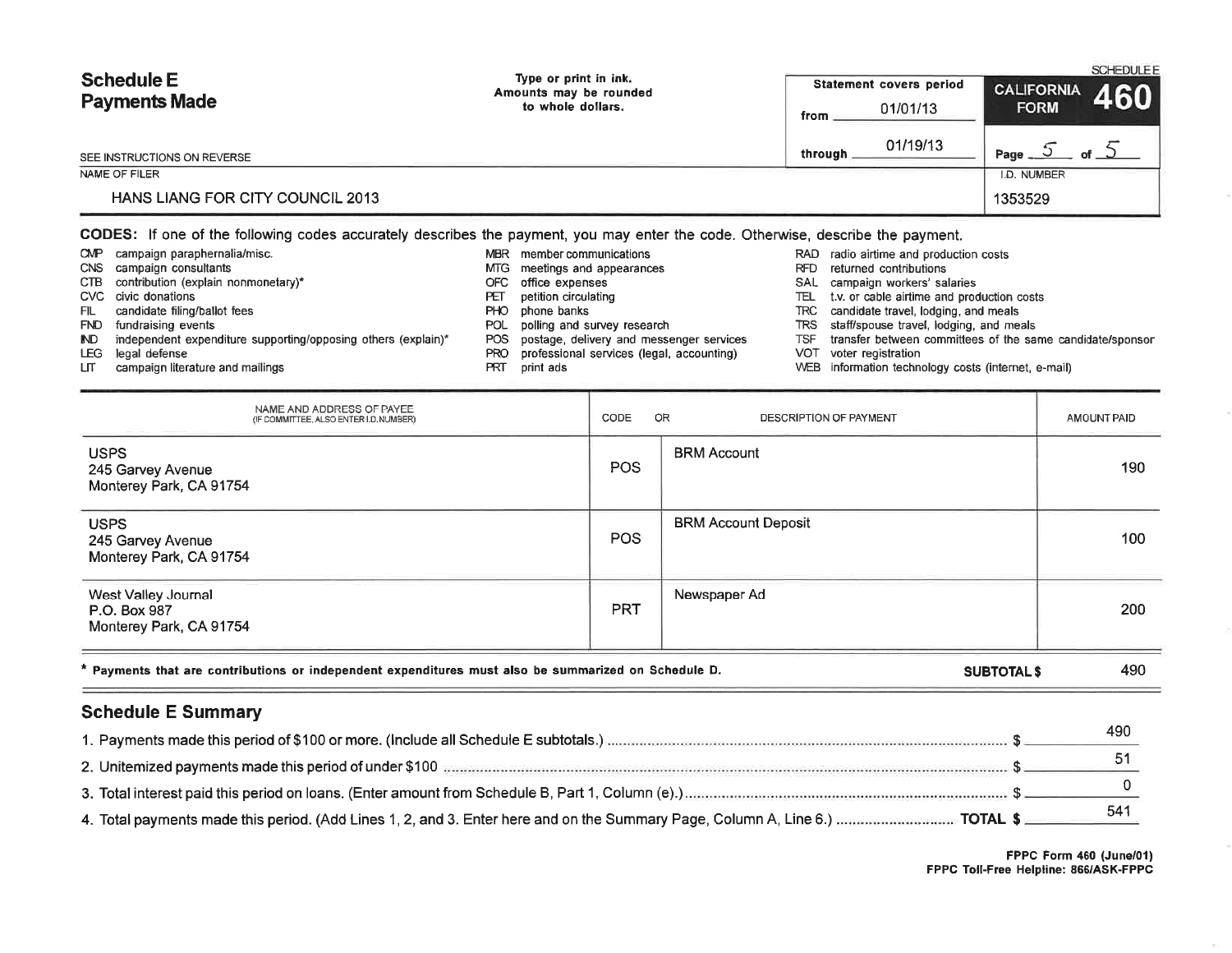# Schedule E
## Payments Made

Type or print in ink.
Amounts may be rounded to whole dollars.

SEE INSTRUCTIONS ON REVERSE

Statement covers period
from 01/01/13
through 01/19/13

SCHEDULE E
**CALIFORNIA FORM 460**

Page 5 of 5

NAME OF FILER: HANS LIANG FOR CITY COUNCIL 2013

I.D. NUMBER: 1353529

**CODES:** If one of the following codes accurately describes the payment, you may enter the code. Otherwise, describe the payment.

- CMP campaign paraphernalia/misc.
- CNS campaign consultants
- CTB contribution (explain nonmonetary)*
- CVC civic donations
- FIL candidate filing/ballot fees
- FND fundraising events
- IND independent expenditure supporting/opposing others (explain)*
- LEG legal defense
- LIT campaign literature and mailings
- MBR member communications
- MTG meetings and appearances
- OFC office expenses
- PET petition circulating
- PHO phone banks
- POL polling and survey research
- POS postage, delivery and messenger services
- PRO professional services (legal, accounting)
- PRT print ads
- RAD radio airtime and production costs
- RFD returned contributions
- SAL campaign workers' salaries
- TEL t.v. or cable airtime and production costs
- TRC candidate travel, lodging, and meals
- TRS staff/spouse travel, lodging, and meals
- TSF transfer between committees of the same candidate/sponsor
- VOT voter registration
- WEB information technology costs (internet, e-mail)

| NAME AND ADDRESS OF PAYEE (IF COMMITTEE, ALSO ENTER I.D. NUMBER) | CODE | OR DESCRIPTION OF PAYMENT | AMOUNT PAID |
|---|---|---|---|
| USPS<br>245 Garvey Avenue<br>Monterey Park, CA 91754 | POS | BRM Account | 190 |
| USPS<br>245 Garvey Avenue<br>Monterey Park, CA 91754 | POS | BRM Account Deposit | 100 |
| West Valley Journal<br>P.O. Box 987<br>Monterey Park, CA 91754 | PRT | Newspaper Ad | 200 |

\* Payments that are contributions or independent expenditures must also be summarized on Schedule D. **SUBTOTAL $** 490

## Schedule E Summary

1. Payments made this period of $100 or more. (Include all Schedule E subtotals.) $ 490
2. Unitemized payments made this period of under $100 $ 51
3. Total interest paid this period on loans. (Enter amount from Schedule B, Part 1, Column (e).) $ 0
4. Total payments made this period. (Add Lines 1, 2, and 3. Enter here and on the Summary Page, Column A, Line 6.) **TOTAL $** 541

**FPPC Form 460 (June/01)**
**FPPC Toll-Free Helpline: 866/ASK-FPPC**